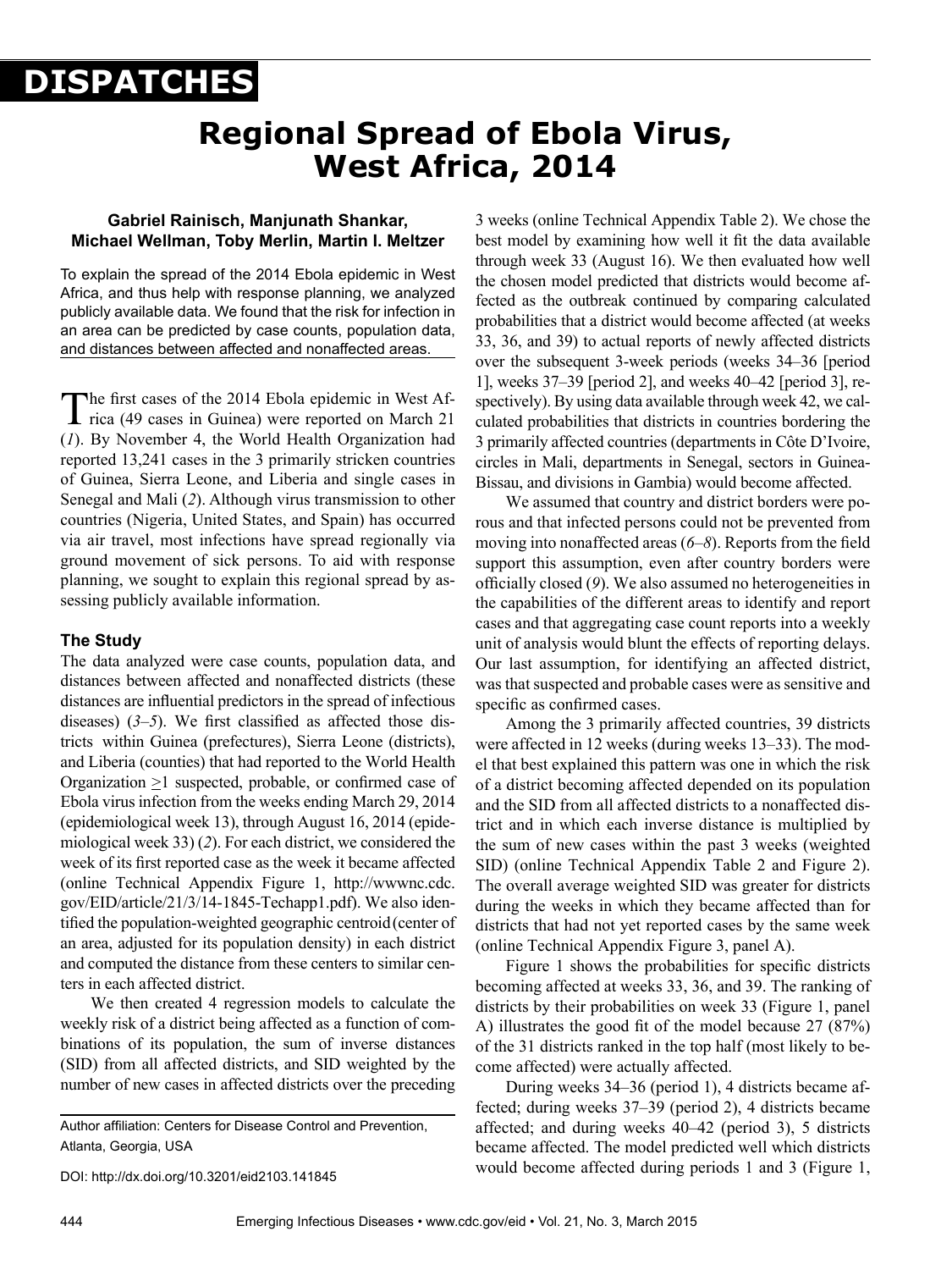DISPATCHES

# Regional Spread of Ebola Virus, West Africa, 2014

**Gabriel Rainisch, Manjunath Shankar, Michael Wellman, Toby Merlin, Martin I. Meltzer**

To explain the spread of the 2014 Ebola epidemic in West Africa, and thus help with response planning, we analyzed publicly available data. We found that the risk for infection in an area can be predicted by case counts, population data, and distances between affected and nonaffected areas.

The first cases of the 2014 Ebola epidemic in West Africa (49 cases in Guinea) were reported on March 21 (*1*). By November 4, the World Health Organization had reported 13,241 cases in the 3 primarily stricken countries of Guinea, Sierra Leone, and Liberia and single cases in Senegal and Mali (*2*). Although virus transmission to other countries (Nigeria, United States, and Spain) has occurred via air travel, most infections have spread regionally via ground movement of sick persons. To aid with response planning, we sought to explain this regional spread by assessing publicly available information.

## The Study

The data analyzed were case counts, population data, and distances between affected and nonaffected districts (these distances are influential predictors in the spread of infectious diseases) (*3–5*). We first classified as affected those districts within Guinea (prefectures), Sierra Leone (districts), and Liberia (counties) that had reported to the World Health Organization ≥1 suspected, probable, or confirmed case of Ebola virus infection from the weeks ending March 29, 2014 (epidemiological week 13), through August 16, 2014 (epidemiological week 33) (*2*). For each district, we considered the week of its first reported case as the week it became affected (online Technical Appendix Figure 1, http://wwwnc.cdc.gov/EID/article/21/3/14-1845-Techapp1.pdf). We also identified the population-weighted geographic centroid (center of an area, adjusted for its population density) in each district and computed the distance from these centers to similar centers in each affected district.

We then created 4 regression models to calculate the weekly risk of a district being affected as a function of combinations of its population, the sum of inverse distances (SID) from all affected districts, and SID weighted by the number of new cases in affected districts over the preceding 3 weeks (online Technical Appendix Table 2). We chose the best model by examining how well it fit the data available through week 33 (August 16). We then evaluated how well the chosen model predicted that districts would become affected as the outbreak continued by comparing calculated probabilities that a district would become affected (at weeks 33, 36, and 39) to actual reports of newly affected districts over the subsequent 3-week periods (weeks 34–36 [period 1], weeks 37–39 [period 2], and weeks 40–42 [period 3], respectively). By using data available through week 42, we calculated probabilities that districts in countries bordering the 3 primarily affected countries (departments in Côte D'Ivoire, circles in Mali, departments in Senegal, sectors in Guinea-Bissau, and divisions in Gambia) would become affected.

We assumed that country and district borders were porous and that infected persons could not be prevented from moving into nonaffected areas (*6–8*). Reports from the field support this assumption, even after country borders were officially closed (*9*). We also assumed no heterogeneities in the capabilities of the different areas to identify and report cases and that aggregating case count reports into a weekly unit of analysis would blunt the effects of reporting delays. Our last assumption, for identifying an affected district, was that suspected and probable cases were as sensitive and specific as confirmed cases.

Among the 3 primarily affected countries, 39 districts were affected in 12 weeks (during weeks 13–33). The model that best explained this pattern was one in which the risk of a district becoming affected depended on its population and the SID from all affected districts to a nonaffected district and in which each inverse distance is multiplied by the sum of new cases within the past 3 weeks (weighted SID) (online Technical Appendix Table 2 and Figure 2). The overall average weighted SID was greater for districts during the weeks in which they became affected than for districts that had not yet reported cases by the same week (online Technical Appendix Figure 3, panel A).

Figure 1 shows the probabilities for specific districts becoming affected at weeks 33, 36, and 39. The ranking of districts by their probabilities on week 33 (Figure 1, panel A) illustrates the good fit of the model because 27 (87%) of the 31 districts ranked in the top half (most likely to become affected) were actually affected.

During weeks 34–36 (period 1), 4 districts became affected; during weeks 37–39 (period 2), 4 districts became affected; and during weeks 40–42 (period 3), 5 districts became affected. The model predicted well which districts would become affected during periods 1 and 3 (Figure 1,

Author affiliation: Centers for Disease Control and Prevention, Atlanta, Georgia, USA

DOI: http://dx.doi.org/10.3201/eid2103.141845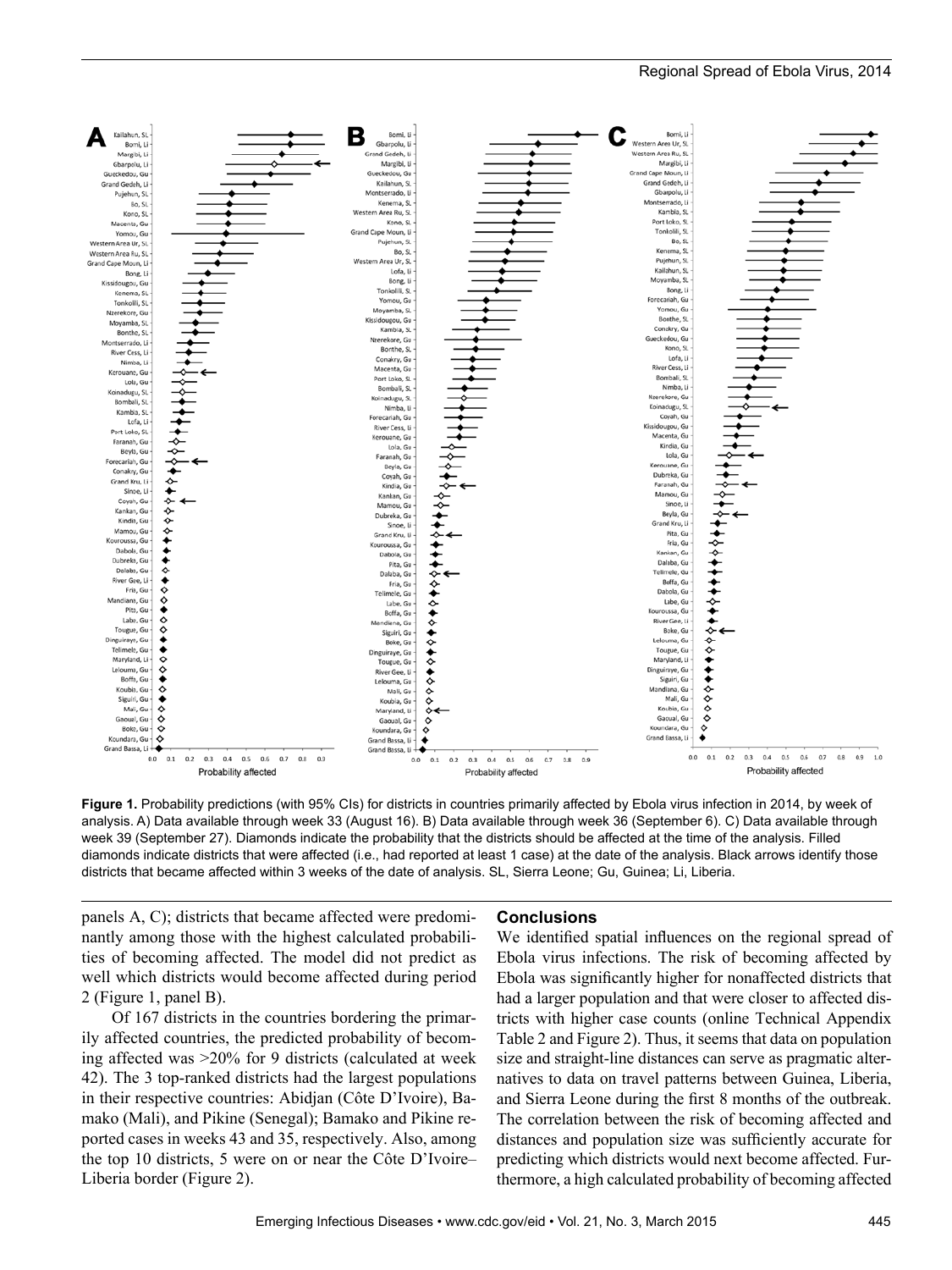**Figure 1.** Probability predictions (with 95% CIs) for districts in countries primarily affected by Ebola virus infection in 2014, by week of analysis. A) Data available through week 33 (August 16). B) Data available through week 36 (September 6). C) Data available through week 39 (September 27). Diamonds indicate the probability that the districts should be affected at the time of the analysis. Filled diamonds indicate districts that were affected (i.e., had reported at least 1 case) at the date of the analysis. Black arrows identify those districts that became affected within 3 weeks of the date of analysis. SL, Sierra Leone; Gu, Guinea; Li, Liberia.

panels A, C); districts that became affected were predominantly among those with the highest calculated probabilities of becoming affected. The model did not predict as well which districts would become affected during period 2 (Figure 1, panel B).

Of 167 districts in the countries bordering the primarily affected countries, the predicted probability of becoming affected was >20% for 9 districts (calculated at week 42). The 3 top-ranked districts had the largest populations in their respective countries: Abidjan (Côte D'Ivoire), Bamako (Mali), and Pikine (Senegal); Bamako and Pikine reported cases in weeks 43 and 35, respectively. Also, among the top 10 districts, 5 were on or near the Côte D'Ivoire–Liberia border (Figure 2).

## Conclusions

We identified spatial influences on the regional spread of Ebola virus infections. The risk of becoming affected by Ebola was significantly higher for nonaffected districts that had a larger population and that were closer to affected districts with higher case counts (online Technical Appendix Table 2 and Figure 2). Thus, it seems that data on population size and straight-line distances can serve as pragmatic alternatives to data on travel patterns between Guinea, Liberia, and Sierra Leone during the first 8 months of the outbreak. The correlation between the risk of becoming affected and distances and population size was sufficiently accurate for predicting which districts would next become affected. Furthermore, a high calculated probability of becoming affected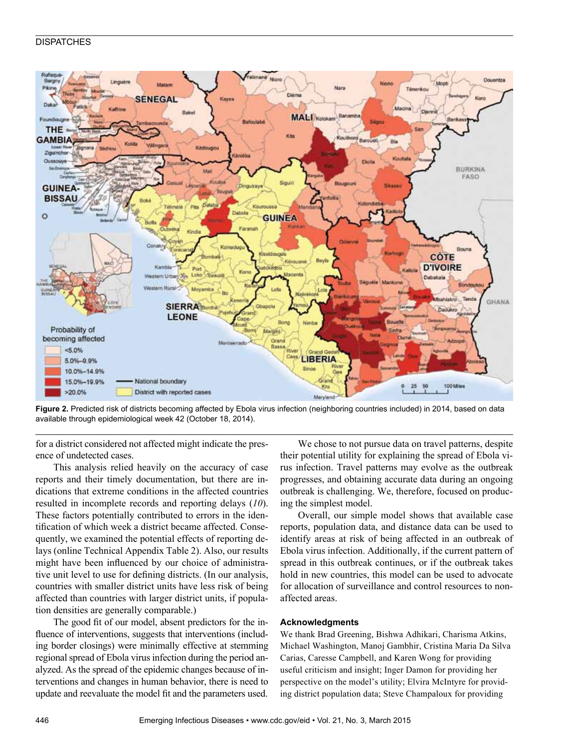**Figure 2.** Predicted risk of districts becoming affected by Ebola virus infection (neighboring countries included) in 2014, based on data available through epidemiological week 42 (October 18, 2014).

for a district considered not affected might indicate the presence of undetected cases.

This analysis relied heavily on the accuracy of case reports and their timely documentation, but there are indications that extreme conditions in the affected countries resulted in incomplete records and reporting delays (*10*). These factors potentially contributed to errors in the identification of which week a district became affected. Consequently, we examined the potential effects of reporting delays (online Technical Appendix Table 2). Also, our results might have been influenced by our choice of administrative unit level to use for defining districts. (In our analysis, countries with smaller district units have less risk of being affected than countries with larger district units, if population densities are generally comparable.)

The good fit of our model, absent predictors for the influence of interventions, suggests that interventions (including border closings) were minimally effective at stemming regional spread of Ebola virus infection during the period analyzed. As the spread of the epidemic changes because of interventions and changes in human behavior, there is need to update and reevaluate the model fit and the parameters used.

We chose to not pursue data on travel patterns, despite their potential utility for explaining the spread of Ebola virus infection. Travel patterns may evolve as the outbreak progresses, and obtaining accurate data during an ongoing outbreak is challenging. We, therefore, focused on producing the simplest model.

Overall, our simple model shows that available case reports, population data, and distance data can be used to identify areas at risk of being affected in an outbreak of Ebola virus infection. Additionally, if the current pattern of spread in this outbreak continues, or if the outbreak takes hold in new countries, this model can be used to advocate for allocation of surveillance and control resources to nonaffected areas.

### Acknowledgments

We thank Brad Greening, Bishwa Adhikari, Charisma Atkins, Michael Washington, Manoj Gambhir, Cristina Maria Da Silva Carias, Caresse Campbell, and Karen Wong for providing useful criticism and insight; Inger Damon for providing her perspective on the model's utility; Elvira McIntyre for providing district population data; Steve Champaloux for providing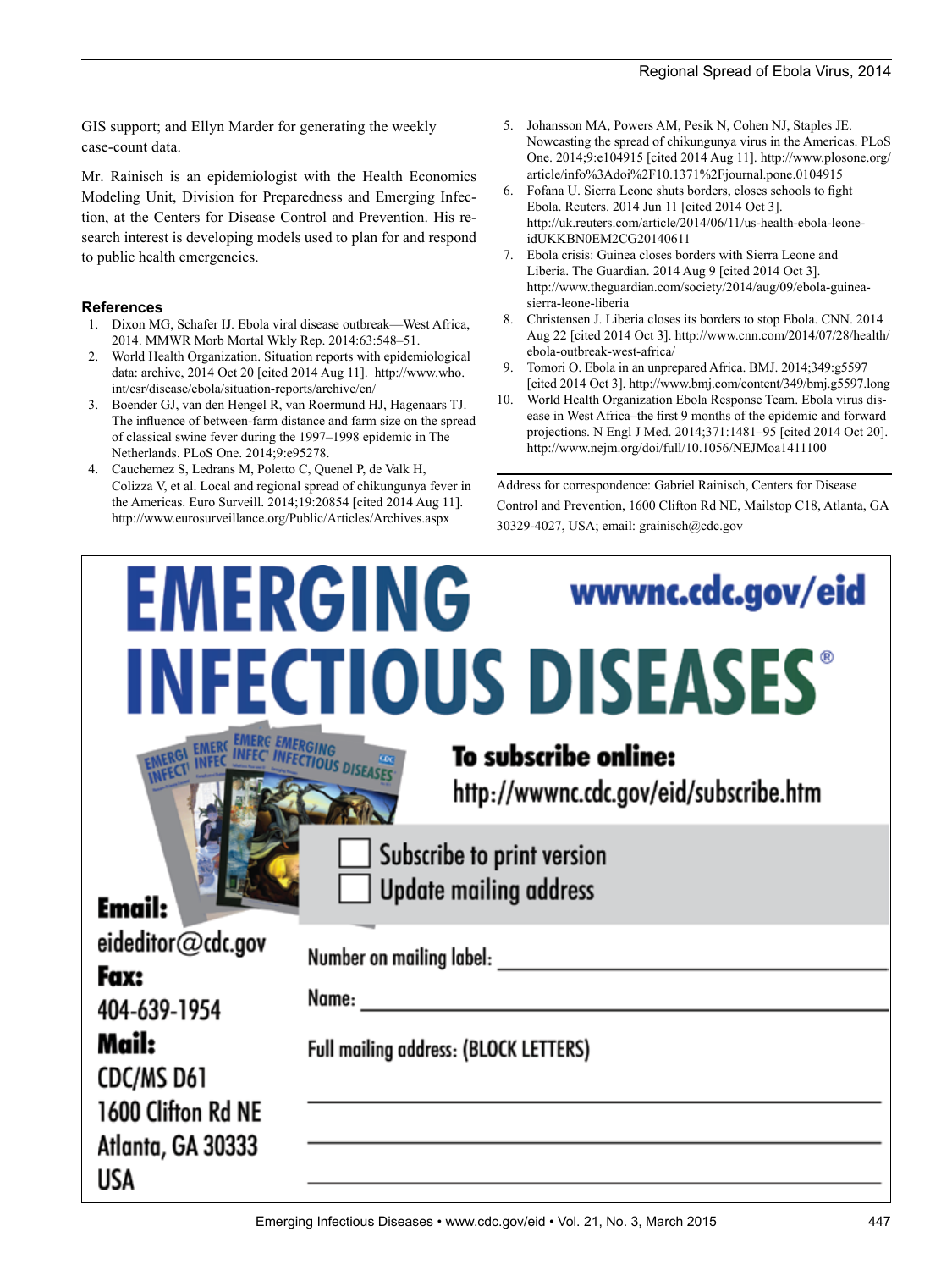GIS support; and Ellyn Marder for generating the weekly case-count data.

Mr. Rainisch is an epidemiologist with the Health Economics Modeling Unit, Division for Preparedness and Emerging Infection, at the Centers for Disease Control and Prevention. His research interest is developing models used to plan for and respond to public health emergencies.

## References

1. Dixon MG, Schafer IJ. Ebola viral disease outbreak—West Africa, 2014. MMWR Morb Mortal Wkly Rep. 2014:63:548–51.
2. World Health Organization. Situation reports with epidemiological data: archive, 2014 Oct 20 [cited 2014 Aug 11]. http://www.who.int/csr/disease/ebola/situation-reports/archive/en/
3. Boender GJ, van den Hengel R, van Roermund HJ, Hagenaars TJ. The influence of between-farm distance and farm size on the spread of classical swine fever during the 1997–1998 epidemic in The Netherlands. PLoS One. 2014;9:e95278.
4. Cauchemez S, Ledrans M, Poletto C, Quenel P, de Valk H, Colizza V, et al. Local and regional spread of chikungunya fever in the Americas. Euro Surveill. 2014;19:20854 [cited 2014 Aug 11]. http://www.eurosurveillance.org/Public/Articles/Archives.aspx
5. Johansson MA, Powers AM, Pesik N, Cohen NJ, Staples JE. Nowcasting the spread of chikungunya virus in the Americas. PLoS One. 2014;9:e104915 [cited 2014 Aug 11]. http://www.plosone.org/article/info%3Adoi%2F10.1371%2Fjournal.pone.0104915
6. Fofana U. Sierra Leone shuts borders, closes schools to fight Ebola. Reuters. 2014 Jun 11 [cited 2014 Oct 3]. http://uk.reuters.com/article/2014/06/11/us-health-ebola-leone-idUKKBN0EM2CG20140611
7. Ebola crisis: Guinea closes borders with Sierra Leone and Liberia. The Guardian. 2014 Aug 9 [cited 2014 Oct 3]. http://www.theguardian.com/society/2014/aug/09/ebola-guinea-sierra-leone-liberia
8. Christensen J. Liberia closes its borders to stop Ebola. CNN. 2014 Aug 22 [cited 2014 Oct 3]. http://www.cnn.com/2014/07/28/health/ebola-outbreak-west-africa/
9. Tomori O. Ebola in an unprepared Africa. BMJ. 2014;349:g5597 [cited 2014 Oct 3]. http://www.bmj.com/content/349/bmj.g5597.long
10. World Health Organization Ebola Response Team. Ebola virus disease in West Africa–the first 9 months of the epidemic and forward projections. N Engl J Med. 2014;371:1481–95 [cited 2014 Oct 20]. http://www.nejm.org/doi/full/10.1056/NEJMoa1411100

Address for correspondence: Gabriel Rainisch, Centers for Disease Control and Prevention, 1600 Clifton Rd NE, Mailstop C18, Atlanta, GA 30329-4027, USA; email: grainisch@cdc.gov

# EMERGING INFECTIOUS DISEASES®

wwwnc.cdc.gov/eid

**To subscribe online:**
http://wwwnc.cdc.gov/eid/subscribe.htm

- ☐ Subscribe to print version
- ☐ Update mailing address

**Email:**
eideditor@cdc.gov

**Fax:**
404-639-1954

**Mail:**
CDC/MS D61
1600 Clifton Rd NE
Atlanta, GA 30333
USA

Number on mailing label: ____________________

Name: ____________________

Full mailing address: (BLOCK LETTERS)

____________________

____________________

____________________